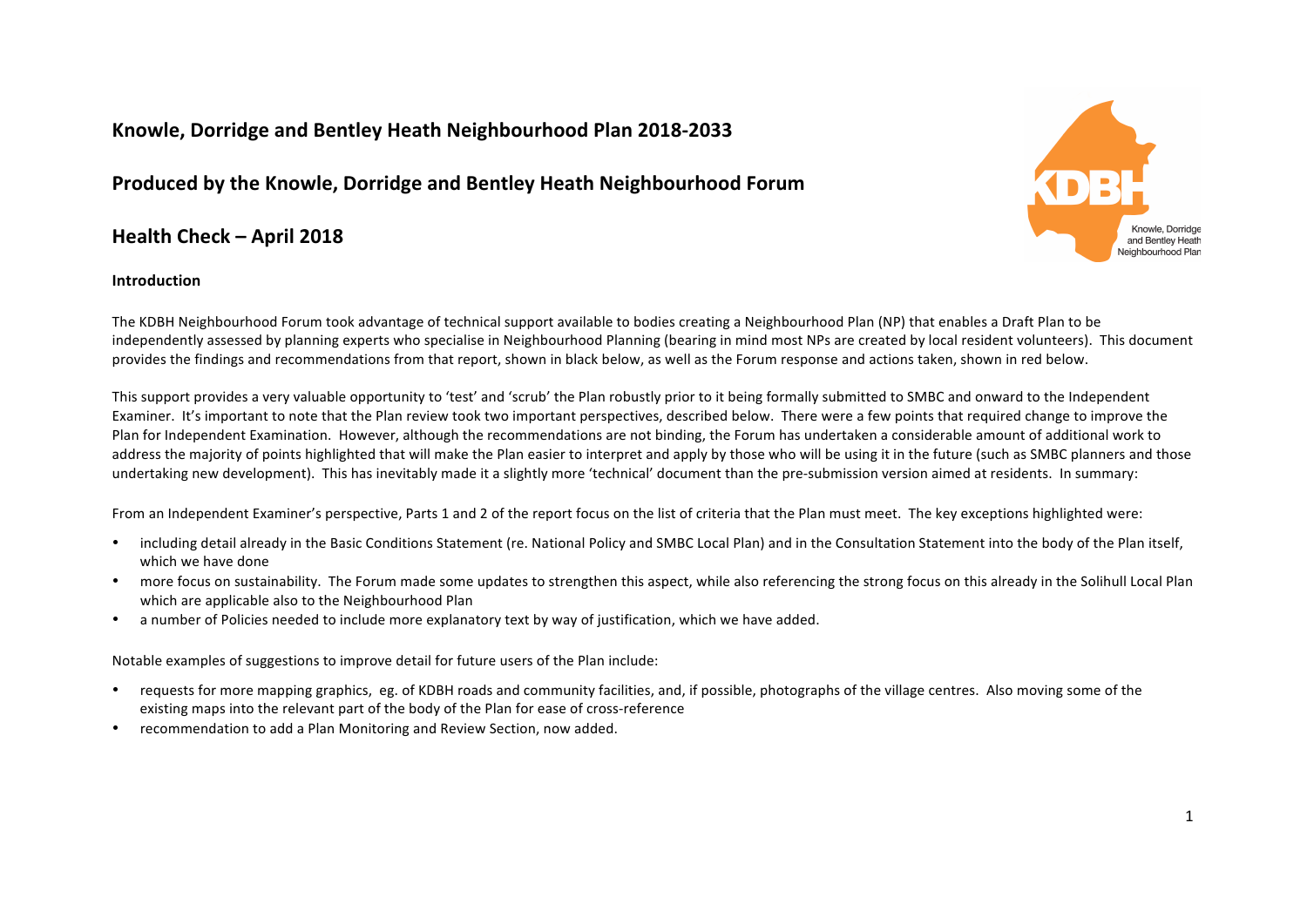# Knowle, Dorridge and Bentley Heath Neighbourhood Plan 2018-2033

## Produced by the Knowle, Dorridge and Bentley Heath Neighbourhood Forum

## Health Check – April 2018

### Introduction

The KDBH Neighbourhood Forum took advantage of technical support available to bodies creating a Neighbourhood Plan (NP) that enables a Draft Plan to be independently assessed by planning experts who specialise in Neighbourhood Planning (bearing in mind most NPs are created by local resident volunteers). This document provides the findings and recommendations from that report, shown in black below, as well as the Forum response and actions taken, shown in red below.

This support provides a very valuable opportunity to 'test' and 'scrub' the Plan robustly prior to it being formally submitted to SMBC and onward to the Independent Examiner. It's important to note that the Plan review took two important perspectives, described below. There were a few points that required change to improve the Plan for Independent Examination. However, although the recommendations are not binding, the Forum has undertaken a considerable amount of additional work to address the majority of points highlighted that will make the Plan easier to interpret and apply by those who will be using it in the future (such as SMBC planners and those undertaking new development). This has inevitably made it a slightly more 'technical' document than the pre-submission version aimed at residents. In summary:

From an Independent Examiner's perspective, Parts 1 and 2 of the report focus on the list of criteria that the Plan must meet. The key exceptions highlighted were:

- including detail already in the Basic Conditions Statement (re. National Policy and SMBC Local Plan) and in the Consultation Statement into the body of the Plan itself, which we have done
- more focus on sustainability. The Forum made some updates to strengthen this aspect, while also referencing the strong focus on this already in the Solihull Local Plan which are applicable also to the Neighbourhood Plan
- a number of Policies needed to include more explanatory text by way of justification, which we have added.

Notable examples of suggestions to improve detail for future users of the Plan include:

- requests for more mapping graphics, eg. of KDBH roads and community facilities, and, if possible, photographs of the village centres. Also moving some of the existing maps into the relevant part of the body of the Plan for ease of cross-reference
- recommendation to add a Plan Monitoring and Review Section, now added.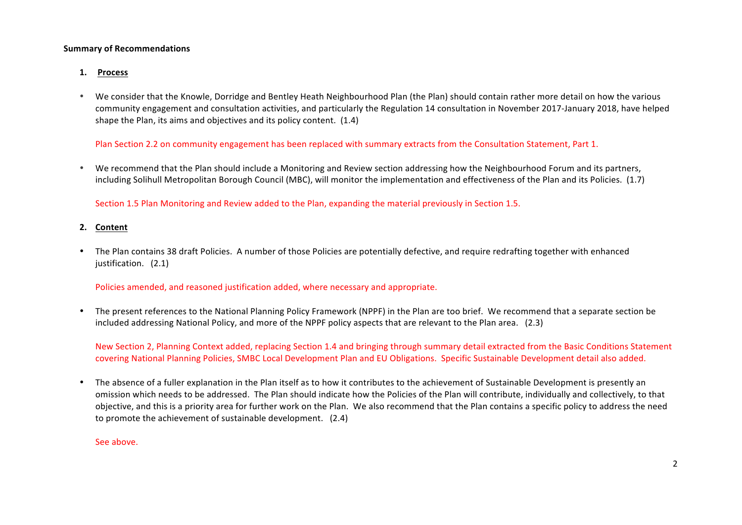**Summary of Recommendations**

1. **Process**

- We consider that the Knowle, Dorridge and Bentley Heath Neighbourhood Plan (the Plan) should contain rather more detail on how the various community engagement and consultation activities, and particularly the Regulation 14 consultation in November 2017-January 2018, have helped shape the Plan, its aims and objectives and its policy content. (1.4)

  Plan Section 2.2 on community engagement has been replaced with summary extracts from the Consultation Statement, Part 1.

- We recommend that the Plan should include a Monitoring and Review section addressing how the Neighbourhood Forum and its partners, including Solihull Metropolitan Borough Council (MBC), will monitor the implementation and effectiveness of the Plan and its Policies. (1.7)

  Section 1.5 Plan Monitoring and Review added to the Plan, expanding the material previously in Section 1.5.

2. **Content**

- The Plan contains 38 draft Policies. A number of those Policies are potentially defective, and require redrafting together with enhanced justification. (2.1)

  Policies amended, and reasoned justification added, where necessary and appropriate.

- The present references to the National Planning Policy Framework (NPPF) in the Plan are too brief. We recommend that a separate section be included addressing National Policy, and more of the NPPF policy aspects that are relevant to the Plan area. (2.3)

  New Section 2, Planning Context added, replacing Section 1.4 and bringing through summary detail extracted from the Basic Conditions Statement covering National Planning Policies, SMBC Local Development Plan and EU Obligations. Specific Sustainable Development detail also added.

- The absence of a fuller explanation in the Plan itself as to how it contributes to the achievement of Sustainable Development is presently an omission which needs to be addressed. The Plan should indicate how the Policies of the Plan will contribute, individually and collectively, to that objective, and this is a priority area for further work on the Plan. We also recommend that the Plan contains a specific policy to address the need to promote the achievement of sustainable development. (2.4)

  See above.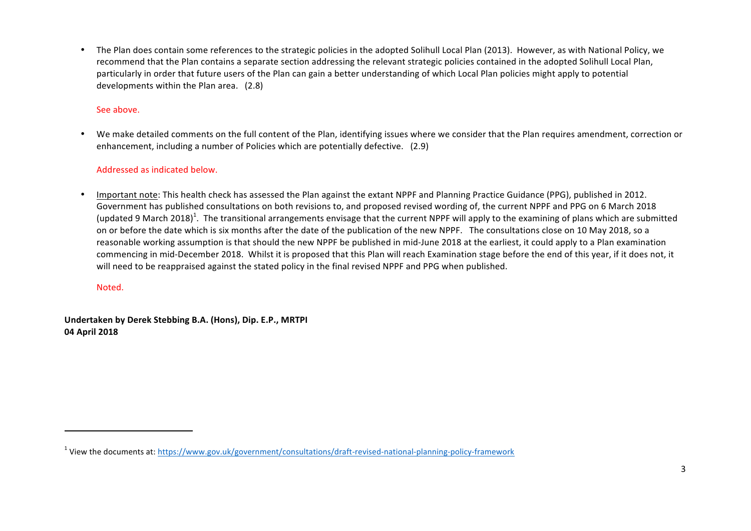- The Plan does contain some references to the strategic policies in the adopted Solihull Local Plan (2013). However, as with National Policy, we recommend that the Plan contains a separate section addressing the relevant strategic policies contained in the adopted Solihull Local Plan, particularly in order that future users of the Plan can gain a better understanding of which Local Plan policies might apply to potential developments within the Plan area. (2.8)

  See above.

- We make detailed comments on the full content of the Plan, identifying issues where we consider that the Plan requires amendment, correction or enhancement, including a number of Policies which are potentially defective. (2.9)

  Addressed as indicated below.

- Important note: This health check has assessed the Plan against the extant NPPF and Planning Practice Guidance (PPG), published in 2012. Government has published consultations on both revisions to, and proposed revised wording of, the current NPPF and PPG on 6 March 2018 (updated 9 March 2018)[1]. The transitional arrangements envisage that the current NPPF will apply to the examining of plans which are submitted on or before the date which is six months after the date of the publication of the new NPPF. The consultations close on 10 May 2018, so a reasonable working assumption is that should the new NPPF be published in mid-June 2018 at the earliest, it could apply to a Plan examination commencing in mid-December 2018. Whilst it is proposed that this Plan will reach Examination stage before the end of this year, if it does not, it will need to be reappraised against the stated policy in the final revised NPPF and PPG when published.

  Noted.

**Undertaken by Derek Stebbing B.A. (Hons), Dip. E.P., MRTPI**
**04 April 2018**

---

[1] View the documents at: https://www.gov.uk/government/consultations/draft-revised-national-planning-policy-framework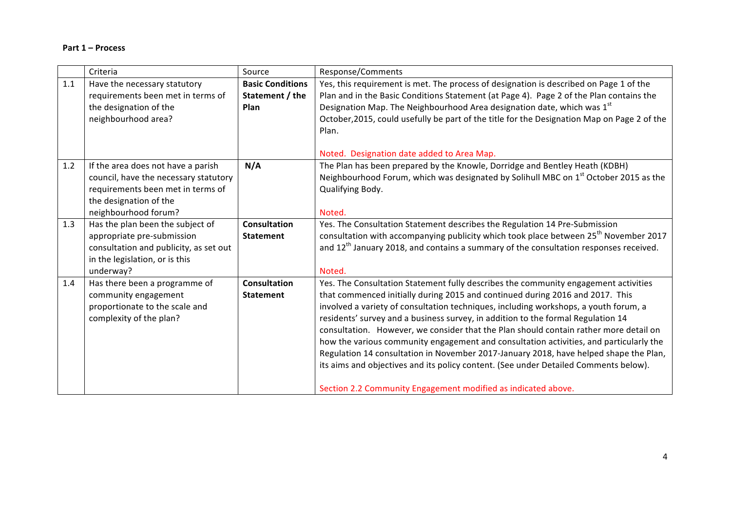**Part 1 – Process**

| | Criteria | Source | Response/Comments |
|---|---|---|---|
| 1.1 | Have the necessary statutory requirements been met in terms of the designation of the neighbourhood area? | **Basic Conditions Statement / the Plan** | Yes, this requirement is met. The process of designation is described on Page 1 of the Plan and in the Basic Conditions Statement (at Page 4). Page 2 of the Plan contains the Designation Map. The Neighbourhood Area designation date, which was 1st October,2015, could usefully be part of the title for the Designation Map on Page 2 of the Plan.<br><br>Noted. Designation date added to Area Map. |
| 1.2 | If the area does not have a parish council, have the necessary statutory requirements been met in terms of the designation of the neighbourhood forum? | **N/A** | The Plan has been prepared by the Knowle, Dorridge and Bentley Heath (KDBH) Neighbourhood Forum, which was designated by Solihull MBC on 1st October 2015 as the Qualifying Body.<br><br>Noted. |
| 1.3 | Has the plan been the subject of appropriate pre-submission consultation and publicity, as set out in the legislation, or is this underway? | **Consultation Statement** | Yes. The Consultation Statement describes the Regulation 14 Pre-Submission consultation with accompanying publicity which took place between 25th November 2017 and 12th January 2018, and contains a summary of the consultation responses received.<br><br>Noted. |
| 1.4 | Has there been a programme of community engagement proportionate to the scale and complexity of the plan? | **Consultation Statement** | Yes. The Consultation Statement fully describes the community engagement activities that commenced initially during 2015 and continued during 2016 and 2017. This involved a variety of consultation techniques, including workshops, a youth forum, a residents' survey and a business survey, in addition to the formal Regulation 14 consultation. However, we consider that the Plan should contain rather more detail on how the various community engagement and consultation activities, and particularly the Regulation 14 consultation in November 2017-January 2018, have helped shape the Plan, its aims and objectives and its policy content. (See under Detailed Comments below).<br><br>Section 2.2 Community Engagement modified as indicated above. |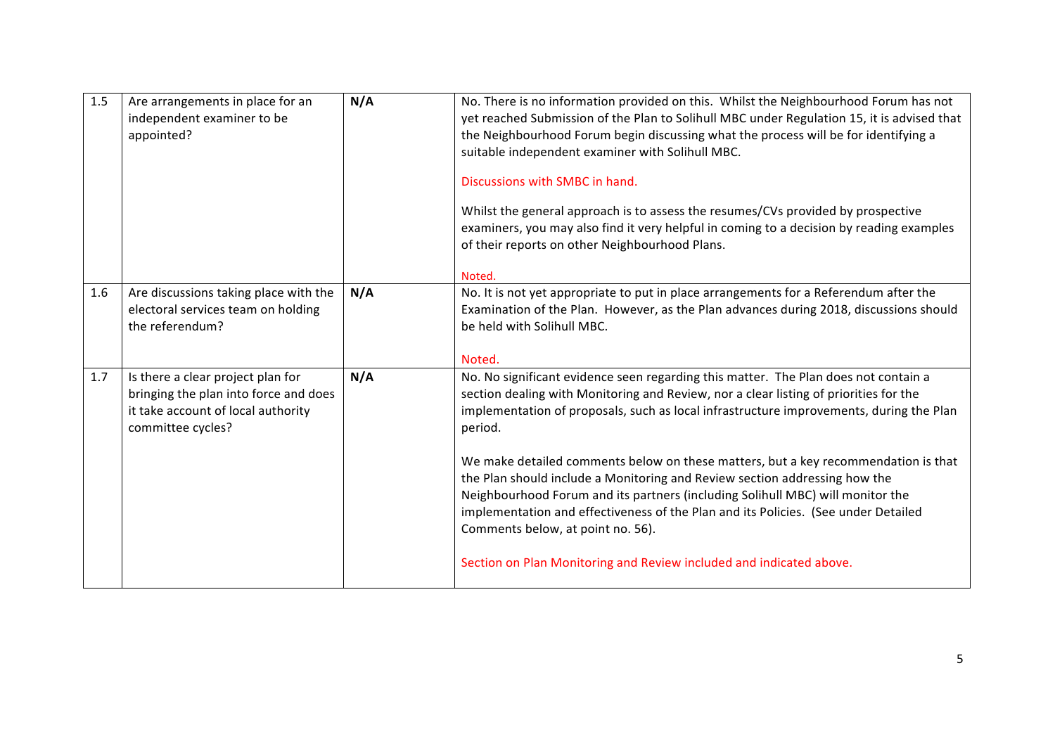| | | | |
|---|---|---|---|
| 1.5 | Are arrangements in place for an independent examiner to be appointed? | **N/A** | No. There is no information provided on this. Whilst the Neighbourhood Forum has not yet reached Submission of the Plan to Solihull MBC under Regulation 15, it is advised that the Neighbourhood Forum begin discussing what the process will be for identifying a suitable independent examiner with Solihull MBC.<br><br>Discussions with SMBC in hand.<br><br>Whilst the general approach is to assess the resumes/CVs provided by prospective examiners, you may also find it very helpful in coming to a decision by reading examples of their reports on other Neighbourhood Plans.<br><br>Noted. |
| 1.6 | Are discussions taking place with the electoral services team on holding the referendum? | **N/A** | No. It is not yet appropriate to put in place arrangements for a Referendum after the Examination of the Plan. However, as the Plan advances during 2018, discussions should be held with Solihull MBC.<br><br>Noted. |
| 1.7 | Is there a clear project plan for bringing the plan into force and does it take account of local authority committee cycles? | **N/A** | No. No significant evidence seen regarding this matter. The Plan does not contain a section dealing with Monitoring and Review, nor a clear listing of priorities for the implementation of proposals, such as local infrastructure improvements, during the Plan period.<br><br>We make detailed comments below on these matters, but a key recommendation is that the Plan should include a Monitoring and Review section addressing how the Neighbourhood Forum and its partners (including Solihull MBC) will monitor the implementation and effectiveness of the Plan and its Policies. (See under Detailed Comments below, at point no. 56).<br><br>Section on Plan Monitoring and Review included and indicated above. |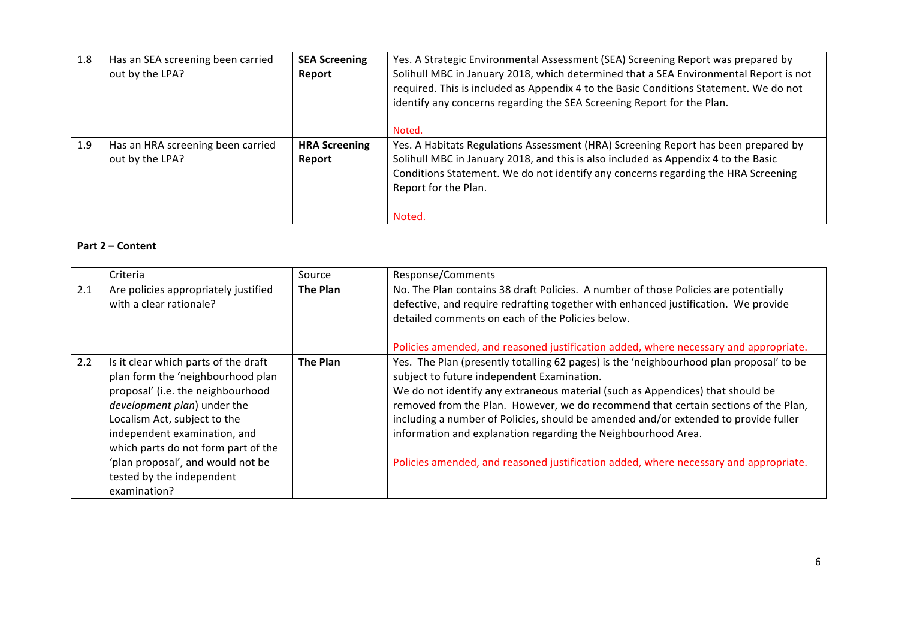| 1.8 | Has an SEA screening been carried out by the LPA? | **SEA Screening Report** | Yes. A Strategic Environmental Assessment (SEA) Screening Report was prepared by Solihull MBC in January 2018, which determined that a SEA Environmental Report is not required. This is included as Appendix 4 to the Basic Conditions Statement. We do not identify any concerns regarding the SEA Screening Report for the Plan.<br><br>Noted. |
|---|---|---|---|
| 1.9 | Has an HRA screening been carried out by the LPA? | **HRA Screening Report** | Yes. A Habitats Regulations Assessment (HRA) Screening Report has been prepared by Solihull MBC in January 2018, and this is also included as Appendix 4 to the Basic Conditions Statement. We do not identify any concerns regarding the HRA Screening Report for the Plan.<br><br>Noted. |

**Part 2 – Content**

| | Criteria | Source | Response/Comments |
|---|---|---|---|
| 2.1 | Are policies appropriately justified with a clear rationale? | **The Plan** | No. The Plan contains 38 draft Policies. A number of those Policies are potentially defective, and require redrafting together with enhanced justification. We provide detailed comments on each of the Policies below.<br><br>Policies amended, and reasoned justification added, where necessary and appropriate. |
| 2.2 | Is it clear which parts of the draft plan form the 'neighbourhood plan proposal' (i.e. the neighbourhood *development plan*) under the Localism Act, subject to the independent examination, and which parts do not form part of the 'plan proposal', and would not be tested by the independent examination? | **The Plan** | Yes. The Plan (presently totalling 62 pages) is the 'neighbourhood plan proposal' to be subject to future independent Examination.<br>We do not identify any extraneous material (such as Appendices) that should be removed from the Plan. However, we do recommend that certain sections of the Plan, including a number of Policies, should be amended and/or extended to provide fuller information and explanation regarding the Neighbourhood Area.<br><br>Policies amended, and reasoned justification added, where necessary and appropriate. |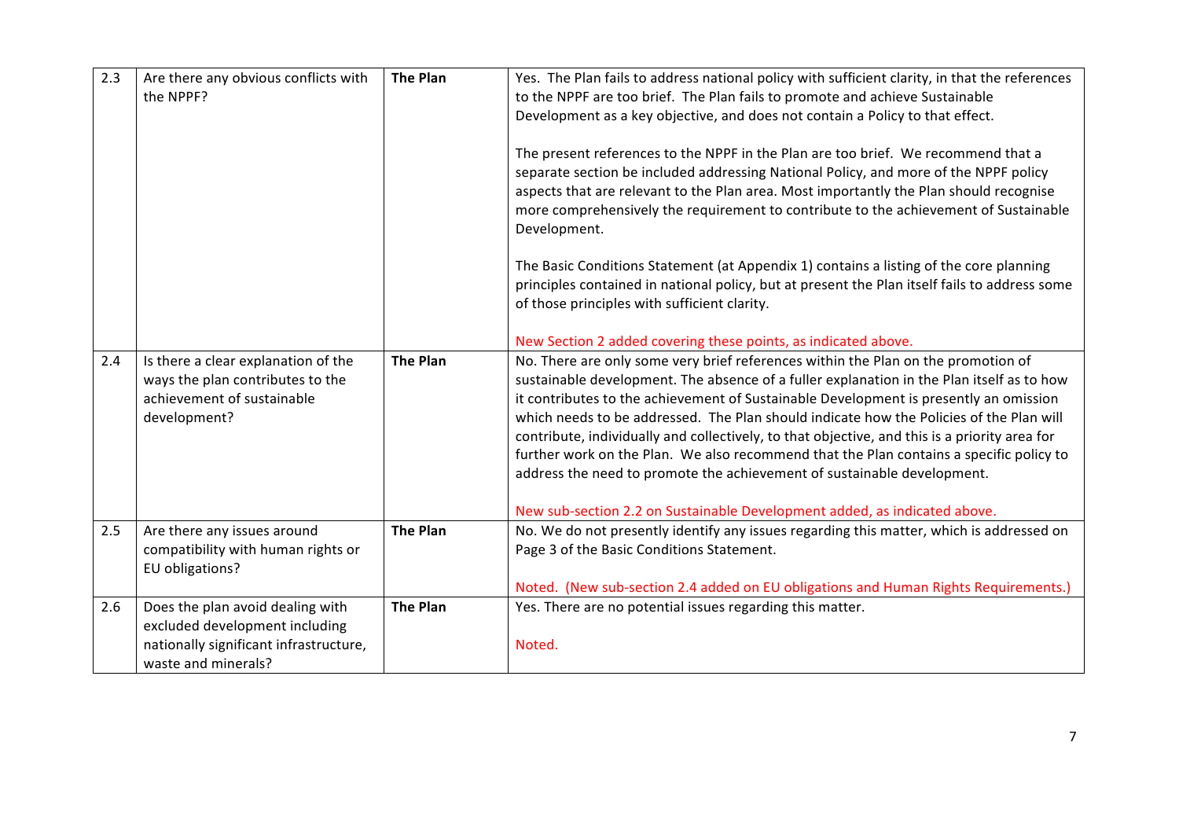| | | | |
|---|---|---|---|
| 2.3 | Are there any obvious conflicts with the NPPF? | **The Plan** | Yes. The Plan fails to address national policy with sufficient clarity, in that the references to the NPPF are too brief. The Plan fails to promote and achieve Sustainable Development as a key objective, and does not contain a Policy to that effect.<br><br>The present references to the NPPF in the Plan are too brief. We recommend that a separate section be included addressing National Policy, and more of the NPPF policy aspects that are relevant to the Plan area. Most importantly the Plan should recognise more comprehensively the requirement to contribute to the achievement of Sustainable Development.<br><br>The Basic Conditions Statement (at Appendix 1) contains a listing of the core planning principles contained in national policy, but at present the Plan itself fails to address some of those principles with sufficient clarity.<br><br>New Section 2 added covering these points, as indicated above. |
| 2.4 | Is there a clear explanation of the ways the plan contributes to the achievement of sustainable development? | **The Plan** | No. There are only some very brief references within the Plan on the promotion of sustainable development. The absence of a fuller explanation in the Plan itself as to how it contributes to the achievement of Sustainable Development is presently an omission which needs to be addressed. The Plan should indicate how the Policies of the Plan will contribute, individually and collectively, to that objective, and this is a priority area for further work on the Plan. We also recommend that the Plan contains a specific policy to address the need to promote the achievement of sustainable development.<br><br>New sub-section 2.2 on Sustainable Development added, as indicated above. |
| 2.5 | Are there any issues around compatibility with human rights or EU obligations? | **The Plan** | No. We do not presently identify any issues regarding this matter, which is addressed on Page 3 of the Basic Conditions Statement.<br><br>Noted. (New sub-section 2.4 added on EU obligations and Human Rights Requirements.) |
| 2.6 | Does the plan avoid dealing with excluded development including nationally significant infrastructure, waste and minerals? | **The Plan** | Yes. There are no potential issues regarding this matter.<br><br>Noted. |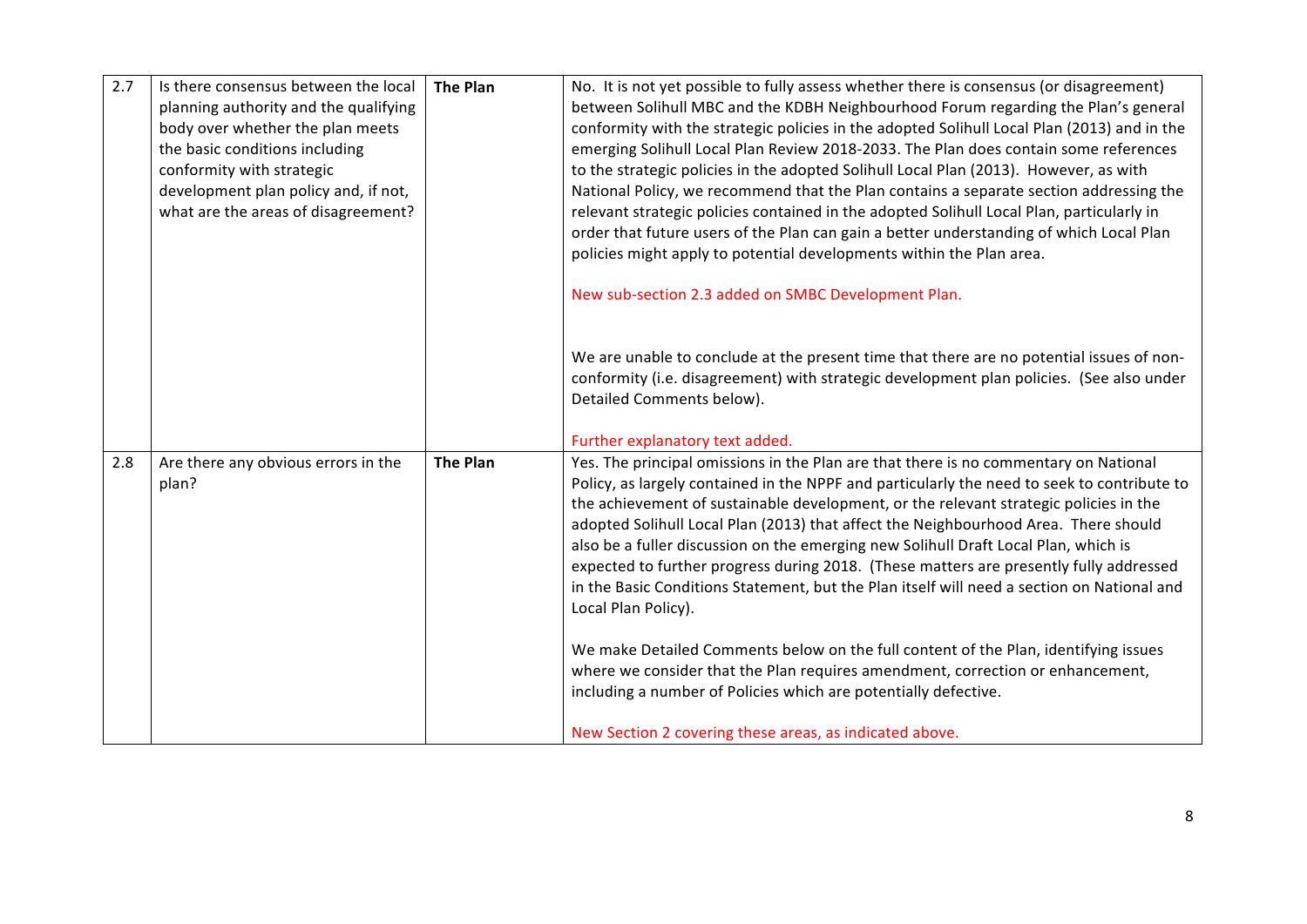| | | | |
|---|---|---|---|
| 2.7 | Is there consensus between the local planning authority and the qualifying body over whether the plan meets the basic conditions including conformity with strategic development plan policy and, if not, what are the areas of disagreement? | **The Plan** | No. It is not yet possible to fully assess whether there is consensus (or disagreement) between Solihull MBC and the KDBH Neighbourhood Forum regarding the Plan's general conformity with the strategic policies in the adopted Solihull Local Plan (2013) and in the emerging Solihull Local Plan Review 2018-2033. The Plan does contain some references to the strategic policies in the adopted Solihull Local Plan (2013). However, as with National Policy, we recommend that the Plan contains a separate section addressing the relevant strategic policies contained in the adopted Solihull Local Plan, particularly in order that future users of the Plan can gain a better understanding of which Local Plan policies might apply to potential developments within the Plan area.<br><br>New sub-section 2.3 added on SMBC Development Plan.<br><br>We are unable to conclude at the present time that there are no potential issues of non-conformity (i.e. disagreement) with strategic development plan policies. (See also under Detailed Comments below).<br><br>Further explanatory text added. |
| 2.8 | Are there any obvious errors in the plan? | **The Plan** | Yes. The principal omissions in the Plan are that there is no commentary on National Policy, as largely contained in the NPPF and particularly the need to seek to contribute to the achievement of sustainable development, or the relevant strategic policies in the adopted Solihull Local Plan (2013) that affect the Neighbourhood Area. There should also be a fuller discussion on the emerging new Solihull Draft Local Plan, which is expected to further progress during 2018. (These matters are presently fully addressed in the Basic Conditions Statement, but the Plan itself will need a section on National and Local Plan Policy).<br><br>We make Detailed Comments below on the full content of the Plan, identifying issues where we consider that the Plan requires amendment, correction or enhancement, including a number of Policies which are potentially defective.<br><br>New Section 2 covering these areas, as indicated above. |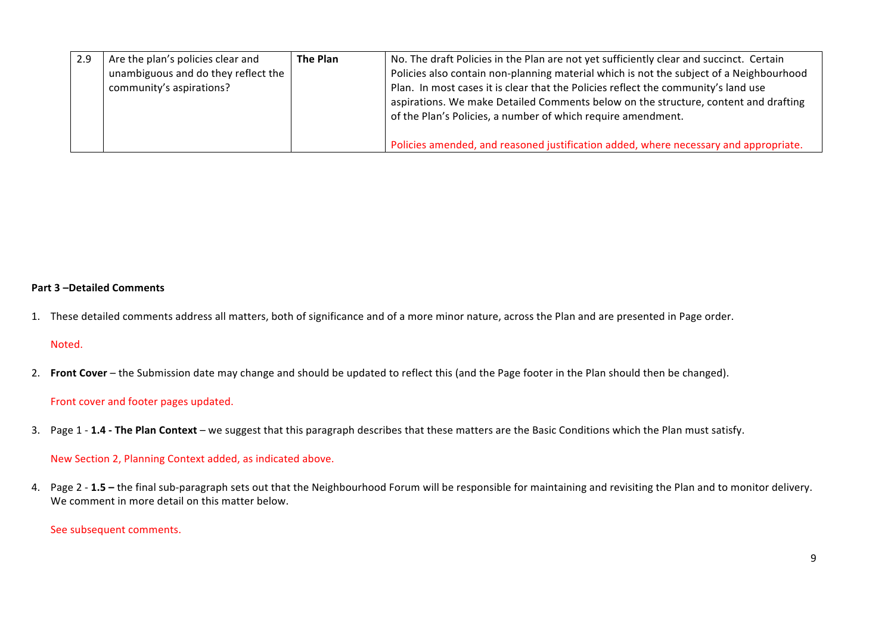| 2.9 | Are the plan's policies clear and unambiguous and do they reflect the community's aspirations? | **The Plan** | No. The draft Policies in the Plan are not yet sufficiently clear and succinct. Certain Policies also contain non-planning material which is not the subject of a Neighbourhood Plan. In most cases it is clear that the Policies reflect the community's land use aspirations. We make Detailed Comments below on the structure, content and drafting of the Plan's Policies, a number of which require amendment.<br><br>Policies amended, and reasoned justification added, where necessary and appropriate. |
|---|---|---|---|

**Part 3 –Detailed Comments**

1. These detailed comments address all matters, both of significance and of a more minor nature, across the Plan and are presented in Page order.

   Noted.

2. **Front Cover** – the Submission date may change and should be updated to reflect this (and the Page footer in the Plan should then be changed).

   Front cover and footer pages updated.

3. Page 1 - **1.4 - The Plan Context** – we suggest that this paragraph describes that these matters are the Basic Conditions which the Plan must satisfy.

   New Section 2, Planning Context added, as indicated above.

4. Page 2 - **1.5 –** the final sub-paragraph sets out that the Neighbourhood Forum will be responsible for maintaining and revisiting the Plan and to monitor delivery. We comment in more detail on this matter below.

   See subsequent comments.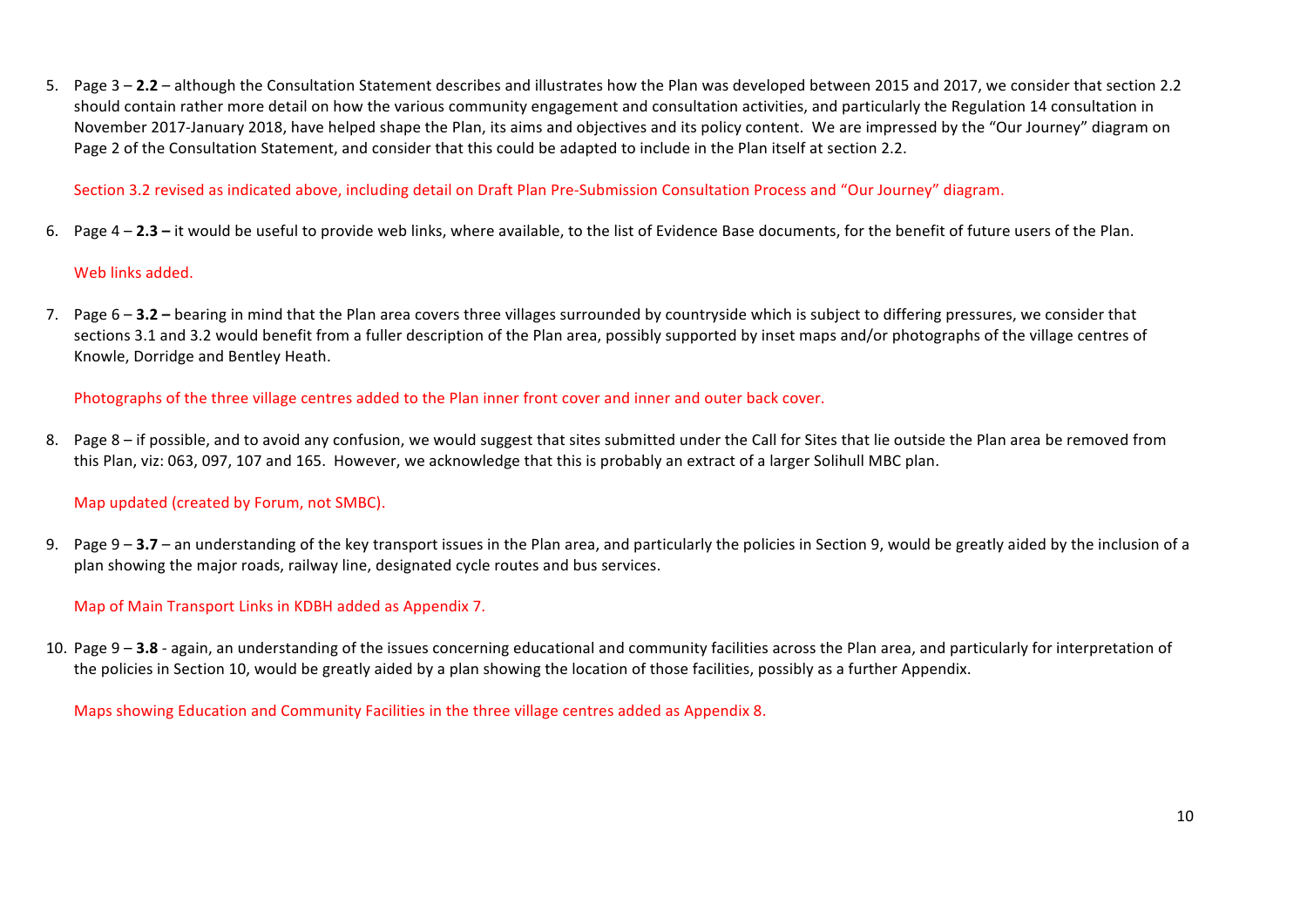5. Page 3 – **2.2** – although the Consultation Statement describes and illustrates how the Plan was developed between 2015 and 2017, we consider that section 2.2 should contain rather more detail on how the various community engagement and consultation activities, and particularly the Regulation 14 consultation in November 2017-January 2018, have helped shape the Plan, its aims and objectives and its policy content. We are impressed by the "Our Journey" diagram on Page 2 of the Consultation Statement, and consider that this could be adapted to include in the Plan itself at section 2.2.

   Section 3.2 revised as indicated above, including detail on Draft Plan Pre-Submission Consultation Process and "Our Journey" diagram.

6. Page 4 – **2.3 –** it would be useful to provide web links, where available, to the list of Evidence Base documents, for the benefit of future users of the Plan.

   Web links added.

7. Page 6 – **3.2 –** bearing in mind that the Plan area covers three villages surrounded by countryside which is subject to differing pressures, we consider that sections 3.1 and 3.2 would benefit from a fuller description of the Plan area, possibly supported by inset maps and/or photographs of the village centres of Knowle, Dorridge and Bentley Heath.

   Photographs of the three village centres added to the Plan inner front cover and inner and outer back cover.

8. Page 8 – if possible, and to avoid any confusion, we would suggest that sites submitted under the Call for Sites that lie outside the Plan area be removed from this Plan, viz: 063, 097, 107 and 165. However, we acknowledge that this is probably an extract of a larger Solihull MBC plan.

   Map updated (created by Forum, not SMBC).

9. Page 9 – **3.7** – an understanding of the key transport issues in the Plan area, and particularly the policies in Section 9, would be greatly aided by the inclusion of a plan showing the major roads, railway line, designated cycle routes and bus services.

   Map of Main Transport Links in KDBH added as Appendix 7.

10. Page 9 – **3.8** - again, an understanding of the issues concerning educational and community facilities across the Plan area, and particularly for interpretation of the policies in Section 10, would be greatly aided by a plan showing the location of those facilities, possibly as a further Appendix.

    Maps showing Education and Community Facilities in the three village centres added as Appendix 8.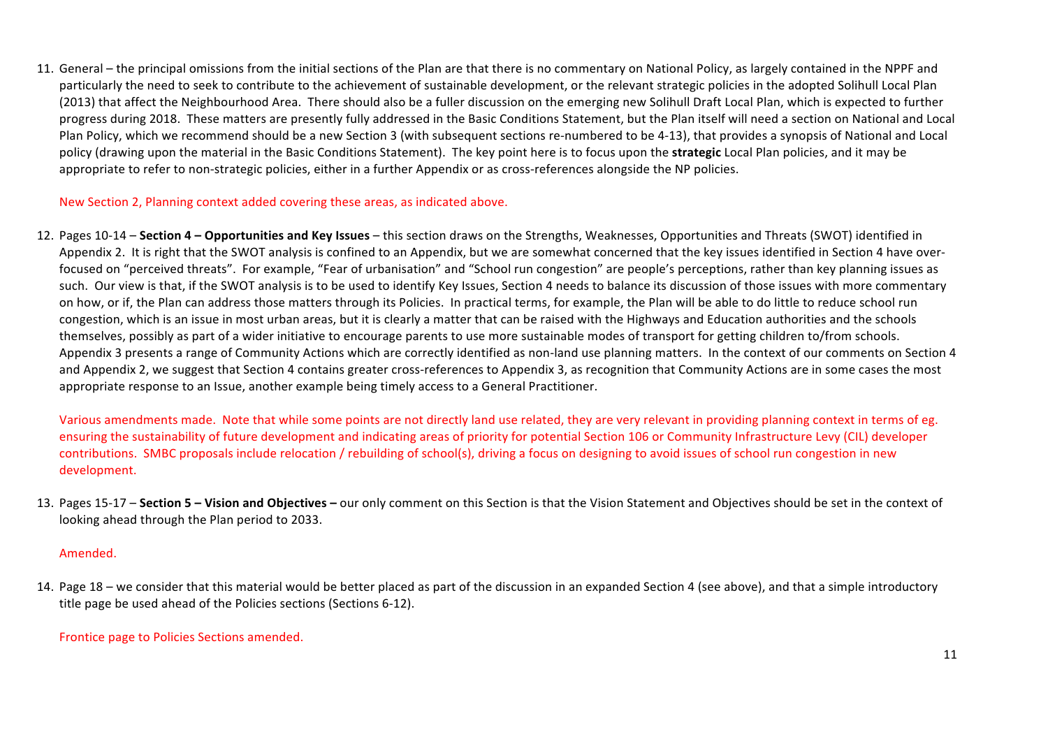11. General – the principal omissions from the initial sections of the Plan are that there is no commentary on National Policy, as largely contained in the NPPF and particularly the need to seek to contribute to the achievement of sustainable development, or the relevant strategic policies in the adopted Solihull Local Plan (2013) that affect the Neighbourhood Area. There should also be a fuller discussion on the emerging new Solihull Draft Local Plan, which is expected to further progress during 2018. These matters are presently fully addressed in the Basic Conditions Statement, but the Plan itself will need a section on National and Local Plan Policy, which we recommend should be a new Section 3 (with subsequent sections re-numbered to be 4-13), that provides a synopsis of National and Local policy (drawing upon the material in the Basic Conditions Statement). The key point here is to focus upon the **strategic** Local Plan policies, and it may be appropriate to refer to non-strategic policies, either in a further Appendix or as cross-references alongside the NP policies.

    New Section 2, Planning context added covering these areas, as indicated above.

12. Pages 10-14 – **Section 4 – Opportunities and Key Issues** – this section draws on the Strengths, Weaknesses, Opportunities and Threats (SWOT) identified in Appendix 2. It is right that the SWOT analysis is confined to an Appendix, but we are somewhat concerned that the key issues identified in Section 4 have over-focused on "perceived threats". For example, "Fear of urbanisation" and "School run congestion" are people's perceptions, rather than key planning issues as such. Our view is that, if the SWOT analysis is to be used to identify Key Issues, Section 4 needs to balance its discussion of those issues with more commentary on how, or if, the Plan can address those matters through its Policies. In practical terms, for example, the Plan will be able to do little to reduce school run congestion, which is an issue in most urban areas, but it is clearly a matter that can be raised with the Highways and Education authorities and the schools themselves, possibly as part of a wider initiative to encourage parents to use more sustainable modes of transport for getting children to/from schools. Appendix 3 presents a range of Community Actions which are correctly identified as non-land use planning matters. In the context of our comments on Section 4 and Appendix 2, we suggest that Section 4 contains greater cross-references to Appendix 3, as recognition that Community Actions are in some cases the most appropriate response to an Issue, another example being timely access to a General Practitioner.

    Various amendments made. Note that while some points are not directly land use related, they are very relevant in providing planning context in terms of eg. ensuring the sustainability of future development and indicating areas of priority for potential Section 106 or Community Infrastructure Levy (CIL) developer contributions. SMBC proposals include relocation / rebuilding of school(s), driving a focus on designing to avoid issues of school run congestion in new development.

13. Pages 15-17 – **Section 5 – Vision and Objectives –** our only comment on this Section is that the Vision Statement and Objectives should be set in the context of looking ahead through the Plan period to 2033.

    Amended.

14. Page 18 – we consider that this material would be better placed as part of the discussion in an expanded Section 4 (see above), and that a simple introductory title page be used ahead of the Policies sections (Sections 6-12).

    Frontice page to Policies Sections amended.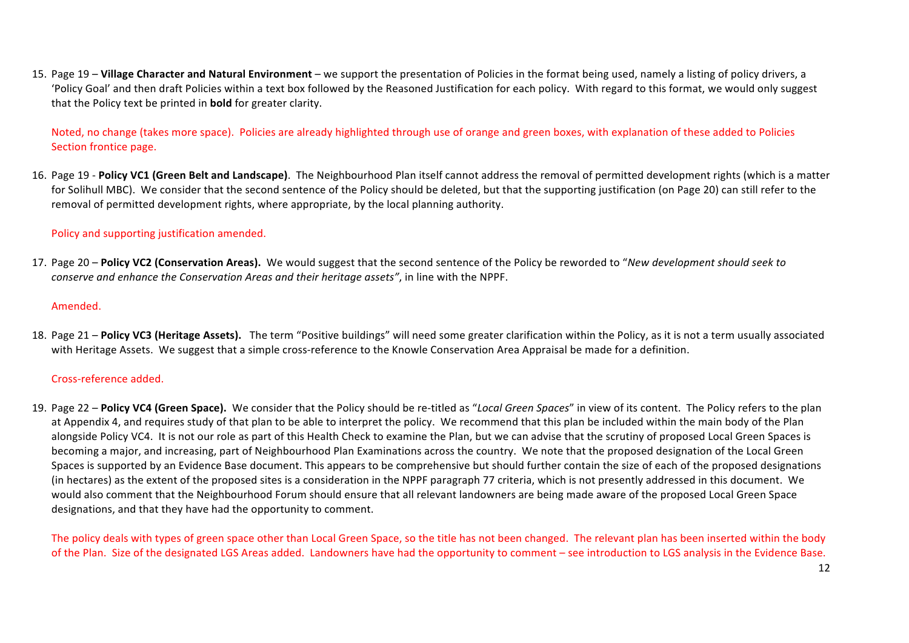15. Page 19 – **Village Character and Natural Environment** – we support the presentation of Policies in the format being used, namely a listing of policy drivers, a 'Policy Goal' and then draft Policies within a text box followed by the Reasoned Justification for each policy. With regard to this format, we would only suggest that the Policy text be printed in **bold** for greater clarity.

   Noted, no change (takes more space). Policies are already highlighted through use of orange and green boxes, with explanation of these added to Policies Section frontice page.

16. Page 19 - **Policy VC1 (Green Belt and Landscape)**. The Neighbourhood Plan itself cannot address the removal of permitted development rights (which is a matter for Solihull MBC). We consider that the second sentence of the Policy should be deleted, but that the supporting justification (on Page 20) can still refer to the removal of permitted development rights, where appropriate, by the local planning authority.

   Policy and supporting justification amended.

17. Page 20 – **Policy VC2 (Conservation Areas).** We would suggest that the second sentence of the Policy be reworded to "*New development should seek to conserve and enhance the Conservation Areas and their heritage assets"*, in line with the NPPF.

   Amended.

18. Page 21 – **Policy VC3 (Heritage Assets).** The term "Positive buildings" will need some greater clarification within the Policy, as it is not a term usually associated with Heritage Assets. We suggest that a simple cross-reference to the Knowle Conservation Area Appraisal be made for a definition.

   Cross-reference added.

19. Page 22 – **Policy VC4 (Green Space).** We consider that the Policy should be re-titled as "*Local Green Spaces*" in view of its content. The Policy refers to the plan at Appendix 4, and requires study of that plan to be able to interpret the policy. We recommend that this plan be included within the main body of the Plan alongside Policy VC4. It is not our role as part of this Health Check to examine the Plan, but we can advise that the scrutiny of proposed Local Green Spaces is becoming a major, and increasing, part of Neighbourhood Plan Examinations across the country. We note that the proposed designation of the Local Green Spaces is supported by an Evidence Base document. This appears to be comprehensive but should further contain the size of each of the proposed designations (in hectares) as the extent of the proposed sites is a consideration in the NPPF paragraph 77 criteria, which is not presently addressed in this document. We would also comment that the Neighbourhood Forum should ensure that all relevant landowners are being made aware of the proposed Local Green Space designations, and that they have had the opportunity to comment.

   The policy deals with types of green space other than Local Green Space, so the title has not been changed. The relevant plan has been inserted within the body of the Plan. Size of the designated LGS Areas added. Landowners have had the opportunity to comment – see introduction to LGS analysis in the Evidence Base.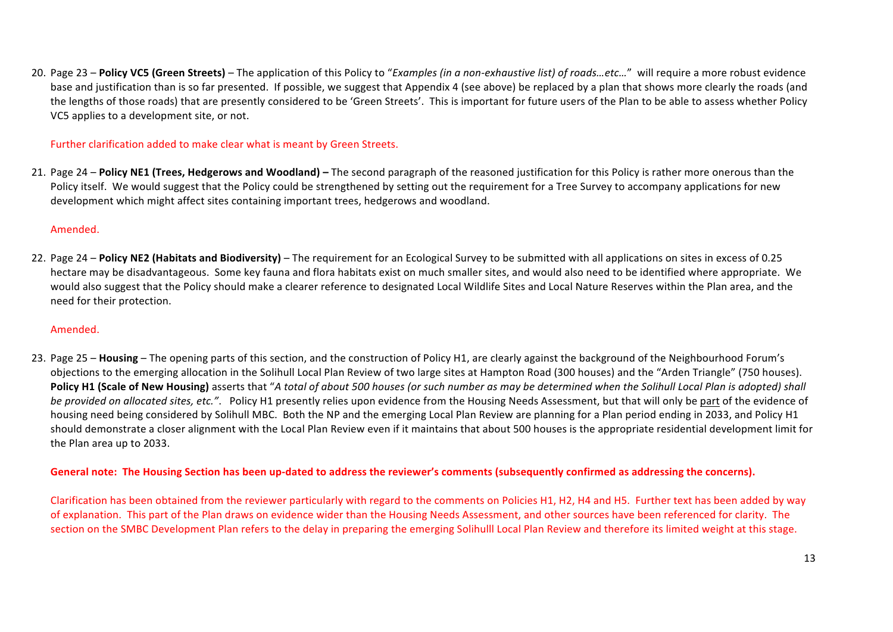20. Page 23 – **Policy VC5 (Green Streets)** – The application of this Policy to "*Examples (in a non-exhaustive list) of roads…etc…*" will require a more robust evidence base and justification than is so far presented. If possible, we suggest that Appendix 4 (see above) be replaced by a plan that shows more clearly the roads (and the lengths of those roads) that are presently considered to be 'Green Streets'. This is important for future users of the Plan to be able to assess whether Policy VC5 applies to a development site, or not.

    Further clarification added to make clear what is meant by Green Streets.

21. Page 24 – **Policy NE1 (Trees, Hedgerows and Woodland) –** The second paragraph of the reasoned justification for this Policy is rather more onerous than the Policy itself. We would suggest that the Policy could be strengthened by setting out the requirement for a Tree Survey to accompany applications for new development which might affect sites containing important trees, hedgerows and woodland.

    Amended.

22. Page 24 – **Policy NE2 (Habitats and Biodiversity)** – The requirement for an Ecological Survey to be submitted with all applications on sites in excess of 0.25 hectare may be disadvantageous. Some key fauna and flora habitats exist on much smaller sites, and would also need to be identified where appropriate. We would also suggest that the Policy should make a clearer reference to designated Local Wildlife Sites and Local Nature Reserves within the Plan area, and the need for their protection.

    Amended.

23. Page 25 – **Housing** – The opening parts of this section, and the construction of Policy H1, are clearly against the background of the Neighbourhood Forum's objections to the emerging allocation in the Solihull Local Plan Review of two large sites at Hampton Road (300 houses) and the "Arden Triangle" (750 houses). **Policy H1 (Scale of New Housing)** asserts that "*A total of about 500 houses (or such number as may be determined when the Solihull Local Plan is adopted) shall be provided on allocated sites, etc.*". Policy H1 presently relies upon evidence from the Housing Needs Assessment, but that will only be part of the evidence of housing need being considered by Solihull MBC. Both the NP and the emerging Local Plan Review are planning for a Plan period ending in 2033, and Policy H1 should demonstrate a closer alignment with the Local Plan Review even if it maintains that about 500 houses is the appropriate residential development limit for the Plan area up to 2033.

    **General note: The Housing Section has been up-dated to address the reviewer's comments (subsequently confirmed as addressing the concerns).**

    Clarification has been obtained from the reviewer particularly with regard to the comments on Policies H1, H2, H4 and H5. Further text has been added by way of explanation. This part of the Plan draws on evidence wider than the Housing Needs Assessment, and other sources have been referenced for clarity. The section on the SMBC Development Plan refers to the delay in preparing the emerging Solihulll Local Plan Review and therefore its limited weight at this stage.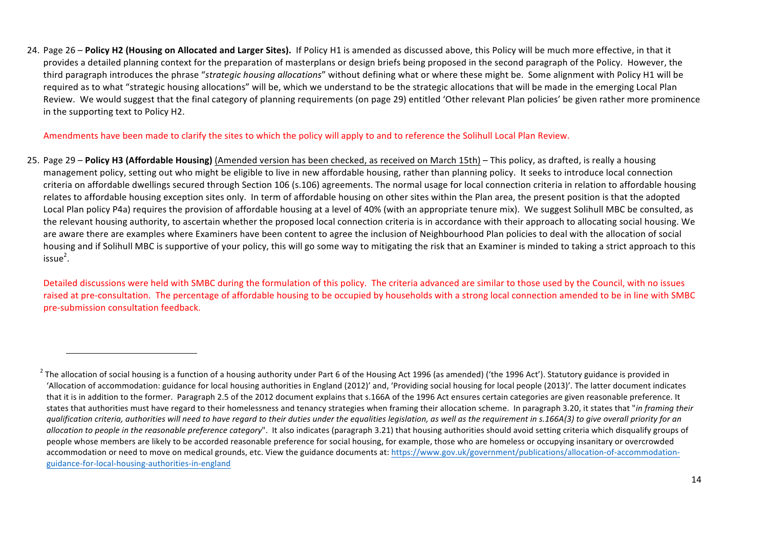24. Page 26 – **Policy H2 (Housing on Allocated and Larger Sites).** If Policy H1 is amended as discussed above, this Policy will be much more effective, in that it provides a detailed planning context for the preparation of masterplans or design briefs being proposed in the second paragraph of the Policy. However, the third paragraph introduces the phrase "*strategic housing allocations*" without defining what or where these might be. Some alignment with Policy H1 will be required as to what "strategic housing allocations" will be, which we understand to be the strategic allocations that will be made in the emerging Local Plan Review. We would suggest that the final category of planning requirements (on page 29) entitled 'Other relevant Plan policies' be given rather more prominence in the supporting text to Policy H2.

   Amendments have been made to clarify the sites to which the policy will apply to and to reference the Solihull Local Plan Review.

25. Page 29 – **Policy H3 (Affordable Housing)** (Amended version has been checked, as received on March 15th) – This policy, as drafted, is really a housing management policy, setting out who might be eligible to live in new affordable housing, rather than planning policy. It seeks to introduce local connection criteria on affordable dwellings secured through Section 106 (s.106) agreements. The normal usage for local connection criteria in relation to affordable housing relates to affordable housing exception sites only. In term of affordable housing on other sites within the Plan area, the present position is that the adopted Local Plan policy P4a) requires the provision of affordable housing at a level of 40% (with an appropriate tenure mix). We suggest Solihull MBC be consulted, as the relevant housing authority, to ascertain whether the proposed local connection criteria is in accordance with their approach to allocating social housing. We are aware there are examples where Examiners have been content to agree the inclusion of Neighbourhood Plan policies to deal with the allocation of social housing and if Solihull MBC is supportive of your policy, this will go some way to mitigating the risk that an Examiner is minded to taking a strict approach to this issue[2].

   Detailed discussions were held with SMBC during the formulation of this policy. The criteria advanced are similar to those used by the Council, with no issues raised at pre-consultation. The percentage of affordable housing to be occupied by households with a strong local connection amended to be in line with SMBC pre-submission consultation feedback.

---

[2] The allocation of social housing is a function of a housing authority under Part 6 of the Housing Act 1996 (as amended) ('the 1996 Act'). Statutory guidance is provided in 'Allocation of accommodation: guidance for local housing authorities in England (2012)' and, 'Providing social housing for local people (2013)'. The latter document indicates that it is in addition to the former. Paragraph 2.5 of the 2012 document explains that s.166A of the 1996 Act ensures certain categories are given reasonable preference. It states that authorities must have regard to their homelessness and tenancy strategies when framing their allocation scheme. In paragraph 3.20, it states that "*in framing their qualification criteria, authorities will need to have regard to their duties under the equalities legislation, as well as the requirement in s.166A(3) to give overall priority for an allocation to people in the reasonable preference category*". It also indicates (paragraph 3.21) that housing authorities should avoid setting criteria which disqualify groups of people whose members are likely to be accorded reasonable preference for social housing, for example, those who are homeless or occupying insanitary or overcrowded accommodation or need to move on medical grounds, etc. View the guidance documents at: https://www.gov.uk/government/publications/allocation-of-accommodation-guidance-for-local-housing-authorities-in-england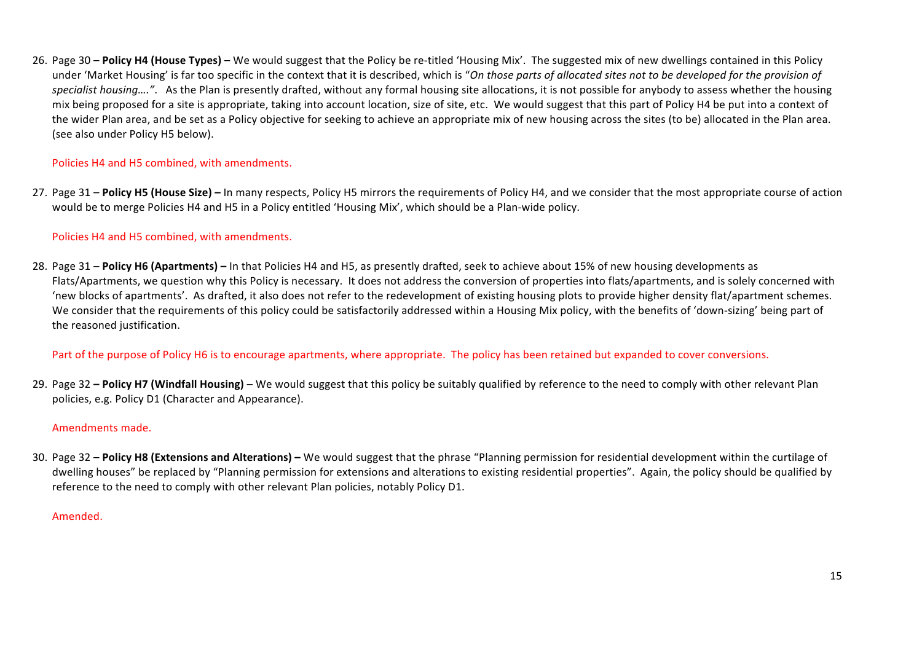26. Page 30 – **Policy H4 (House Types)** – We would suggest that the Policy be re-titled 'Housing Mix'. The suggested mix of new dwellings contained in this Policy under 'Market Housing' is far too specific in the context that it is described, which is "*On those parts of allocated sites not to be developed for the provision of specialist housing….*". As the Plan is presently drafted, without any formal housing site allocations, it is not possible for anybody to assess whether the housing mix being proposed for a site is appropriate, taking into account location, size of site, etc. We would suggest that this part of Policy H4 be put into a context of the wider Plan area, and be set as a Policy objective for seeking to achieve an appropriate mix of new housing across the sites (to be) allocated in the Plan area. (see also under Policy H5 below).

   Policies H4 and H5 combined, with amendments.

27. Page 31 – **Policy H5 (House Size) –** In many respects, Policy H5 mirrors the requirements of Policy H4, and we consider that the most appropriate course of action would be to merge Policies H4 and H5 in a Policy entitled 'Housing Mix', which should be a Plan-wide policy.

   Policies H4 and H5 combined, with amendments.

28. Page 31 – **Policy H6 (Apartments) –** In that Policies H4 and H5, as presently drafted, seek to achieve about 15% of new housing developments as Flats/Apartments, we question why this Policy is necessary. It does not address the conversion of properties into flats/apartments, and is solely concerned with 'new blocks of apartments'. As drafted, it also does not refer to the redevelopment of existing housing plots to provide higher density flat/apartment schemes. We consider that the requirements of this policy could be satisfactorily addressed within a Housing Mix policy, with the benefits of 'down-sizing' being part of the reasoned justification.

   Part of the purpose of Policy H6 is to encourage apartments, where appropriate. The policy has been retained but expanded to cover conversions.

29. Page 32 **– Policy H7 (Windfall Housing)** – We would suggest that this policy be suitably qualified by reference to the need to comply with other relevant Plan policies, e.g. Policy D1 (Character and Appearance).

   Amendments made.

30. Page 32 – **Policy H8 (Extensions and Alterations) –** We would suggest that the phrase "Planning permission for residential development within the curtilage of dwelling houses" be replaced by "Planning permission for extensions and alterations to existing residential properties". Again, the policy should be qualified by reference to the need to comply with other relevant Plan policies, notably Policy D1.

   Amended.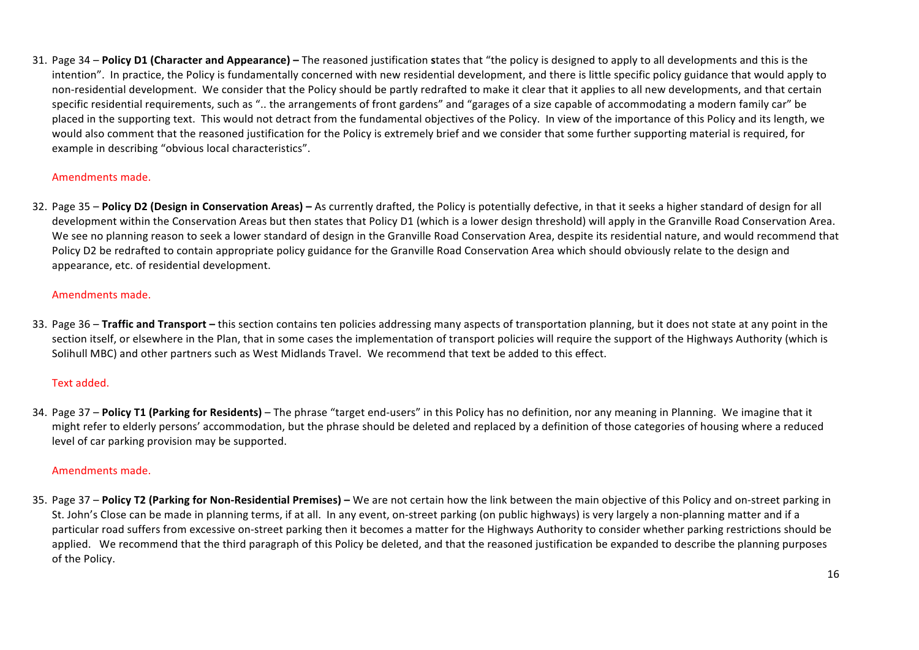31. Page 34 – **Policy D1 (Character and Appearance) –** The reasoned justification **s**tates that "the policy is designed to apply to all developments and this is the intention". In practice, the Policy is fundamentally concerned with new residential development, and there is little specific policy guidance that would apply to non-residential development. We consider that the Policy should be partly redrafted to make it clear that it applies to all new developments, and that certain specific residential requirements, such as ".. the arrangements of front gardens" and "garages of a size capable of accommodating a modern family car" be placed in the supporting text. This would not detract from the fundamental objectives of the Policy. In view of the importance of this Policy and its length, we would also comment that the reasoned justification for the Policy is extremely brief and we consider that some further supporting material is required, for example in describing "obvious local characteristics".

   Amendments made.

32. Page 35 – **Policy D2 (Design in Conservation Areas) –** As currently drafted, the Policy is potentially defective, in that it seeks a higher standard of design for all development within the Conservation Areas but then states that Policy D1 (which is a lower design threshold) will apply in the Granville Road Conservation Area. We see no planning reason to seek a lower standard of design in the Granville Road Conservation Area, despite its residential nature, and would recommend that Policy D2 be redrafted to contain appropriate policy guidance for the Granville Road Conservation Area which should obviously relate to the design and appearance, etc. of residential development.

   Amendments made.

33. Page 36 – **Traffic and Transport –** this section contains ten policies addressing many aspects of transportation planning, but it does not state at any point in the section itself, or elsewhere in the Plan, that in some cases the implementation of transport policies will require the support of the Highways Authority (which is Solihull MBC) and other partners such as West Midlands Travel. We recommend that text be added to this effect.

   Text added.

34. Page 37 – **Policy T1 (Parking for Residents)** – The phrase "target end-users" in this Policy has no definition, nor any meaning in Planning. We imagine that it might refer to elderly persons' accommodation, but the phrase should be deleted and replaced by a definition of those categories of housing where a reduced level of car parking provision may be supported.

   Amendments made.

35. Page 37 – **Policy T2 (Parking for Non-Residential Premises) –** We are not certain how the link between the main objective of this Policy and on-street parking in St. John's Close can be made in planning terms, if at all. In any event, on-street parking (on public highways) is very largely a non-planning matter and if a particular road suffers from excessive on-street parking then it becomes a matter for the Highways Authority to consider whether parking restrictions should be applied. We recommend that the third paragraph of this Policy be deleted, and that the reasoned justification be expanded to describe the planning purposes of the Policy.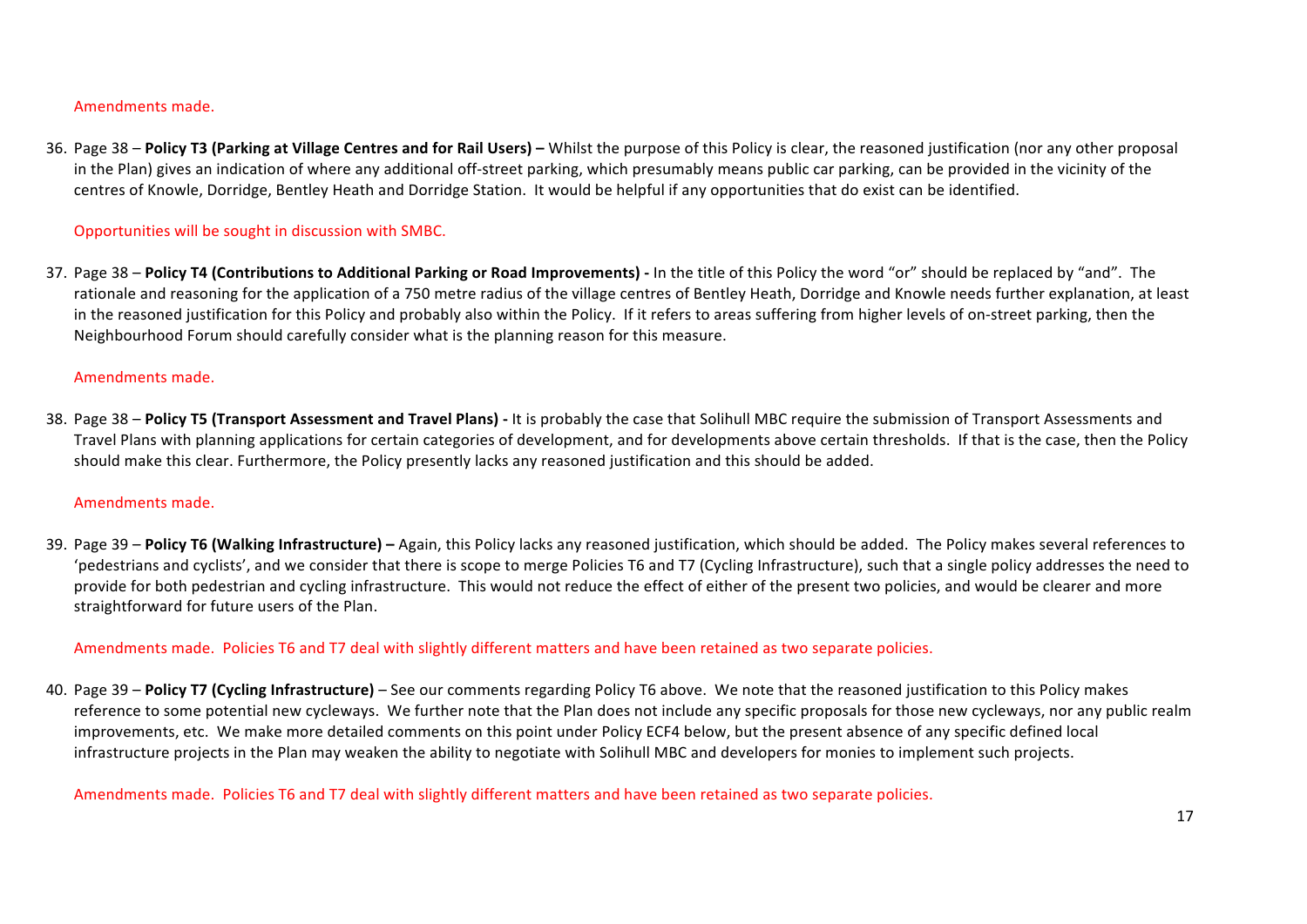Amendments made.

36. Page 38 – **Policy T3 (Parking at Village Centres and for Rail Users) –** Whilst the purpose of this Policy is clear, the reasoned justification (nor any other proposal in the Plan) gives an indication of where any additional off-street parking, which presumably means public car parking, can be provided in the vicinity of the centres of Knowle, Dorridge, Bentley Heath and Dorridge Station. It would be helpful if any opportunities that do exist can be identified.

   Opportunities will be sought in discussion with SMBC.

37. Page 38 – **Policy T4 (Contributions to Additional Parking or Road Improvements) -** In the title of this Policy the word "or" should be replaced by "and". The rationale and reasoning for the application of a 750 metre radius of the village centres of Bentley Heath, Dorridge and Knowle needs further explanation, at least in the reasoned justification for this Policy and probably also within the Policy. If it refers to areas suffering from higher levels of on-street parking, then the Neighbourhood Forum should carefully consider what is the planning reason for this measure.

   Amendments made.

38. Page 38 – **Policy T5 (Transport Assessment and Travel Plans) -** It is probably the case that Solihull MBC require the submission of Transport Assessments and Travel Plans with planning applications for certain categories of development, and for developments above certain thresholds. If that is the case, then the Policy should make this clear. Furthermore, the Policy presently lacks any reasoned justification and this should be added.

   Amendments made.

39. Page 39 – **Policy T6 (Walking Infrastructure) –** Again, this Policy lacks any reasoned justification, which should be added. The Policy makes several references to 'pedestrians and cyclists', and we consider that there is scope to merge Policies T6 and T7 (Cycling Infrastructure), such that a single policy addresses the need to provide for both pedestrian and cycling infrastructure. This would not reduce the effect of either of the present two policies, and would be clearer and more straightforward for future users of the Plan.

   Amendments made. Policies T6 and T7 deal with slightly different matters and have been retained as two separate policies.

40. Page 39 – **Policy T7 (Cycling Infrastructure)** – See our comments regarding Policy T6 above. We note that the reasoned justification to this Policy makes reference to some potential new cycleways. We further note that the Plan does not include any specific proposals for those new cycleways, nor any public realm improvements, etc. We make more detailed comments on this point under Policy ECF4 below, but the present absence of any specific defined local infrastructure projects in the Plan may weaken the ability to negotiate with Solihull MBC and developers for monies to implement such projects.

   Amendments made. Policies T6 and T7 deal with slightly different matters and have been retained as two separate policies.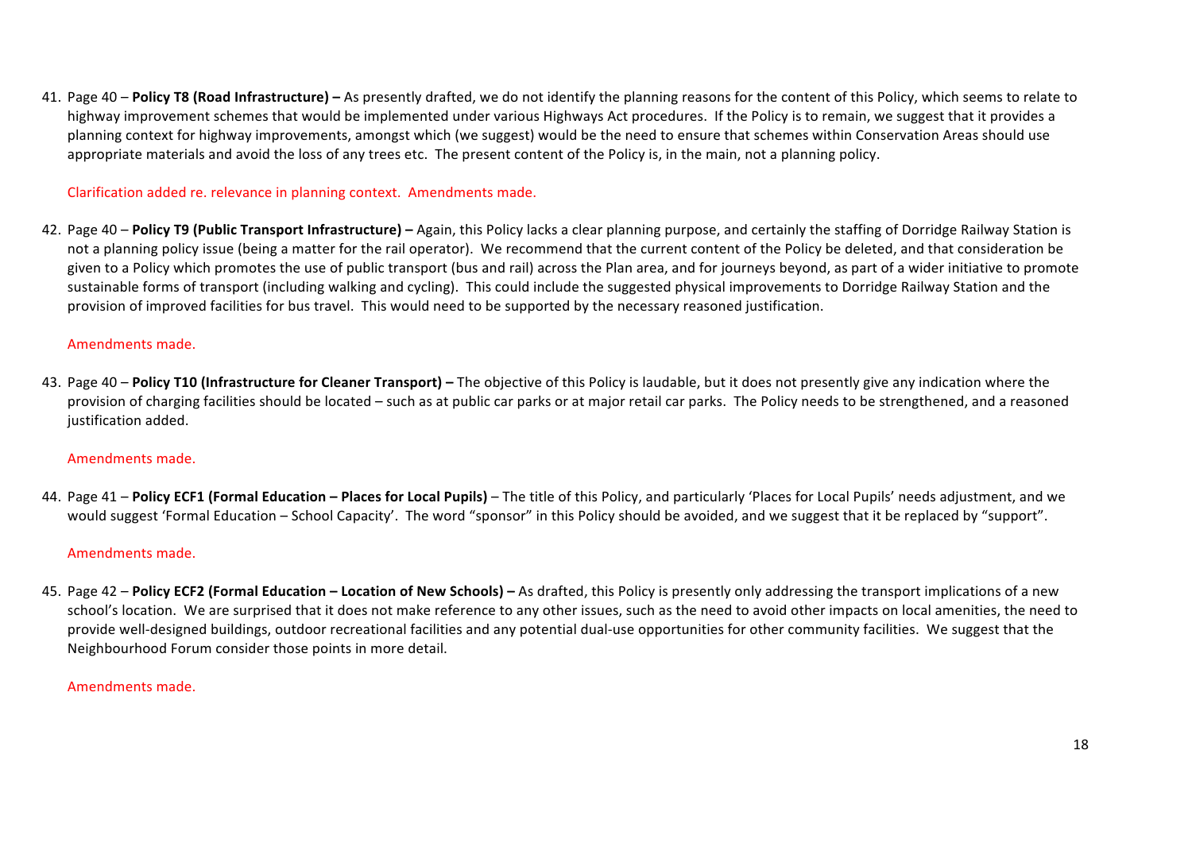41. Page 40 – **Policy T8 (Road Infrastructure) –** As presently drafted, we do not identify the planning reasons for the content of this Policy, which seems to relate to highway improvement schemes that would be implemented under various Highways Act procedures. If the Policy is to remain, we suggest that it provides a planning context for highway improvements, amongst which (we suggest) would be the need to ensure that schemes within Conservation Areas should use appropriate materials and avoid the loss of any trees etc. The present content of the Policy is, in the main, not a planning policy.

   Clarification added re. relevance in planning context. Amendments made.

42. Page 40 – **Policy T9 (Public Transport Infrastructure) –** Again, this Policy lacks a clear planning purpose, and certainly the staffing of Dorridge Railway Station is not a planning policy issue (being a matter for the rail operator). We recommend that the current content of the Policy be deleted, and that consideration be given to a Policy which promotes the use of public transport (bus and rail) across the Plan area, and for journeys beyond, as part of a wider initiative to promote sustainable forms of transport (including walking and cycling). This could include the suggested physical improvements to Dorridge Railway Station and the provision of improved facilities for bus travel. This would need to be supported by the necessary reasoned justification.

   Amendments made.

43. Page 40 – **Policy T10 (Infrastructure for Cleaner Transport) –** The objective of this Policy is laudable, but it does not presently give any indication where the provision of charging facilities should be located – such as at public car parks or at major retail car parks. The Policy needs to be strengthened, and a reasoned justification added.

   Amendments made.

44. Page 41 – **Policy ECF1 (Formal Education – Places for Local Pupils)** – The title of this Policy, and particularly 'Places for Local Pupils' needs adjustment, and we would suggest 'Formal Education – School Capacity'. The word "sponsor" in this Policy should be avoided, and we suggest that it be replaced by "support".

   Amendments made.

45. Page 42 – **Policy ECF2 (Formal Education – Location of New Schools) –** As drafted, this Policy is presently only addressing the transport implications of a new school's location. We are surprised that it does not make reference to any other issues, such as the need to avoid other impacts on local amenities, the need to provide well-designed buildings, outdoor recreational facilities and any potential dual-use opportunities for other community facilities. We suggest that the Neighbourhood Forum consider those points in more detail.

   Amendments made.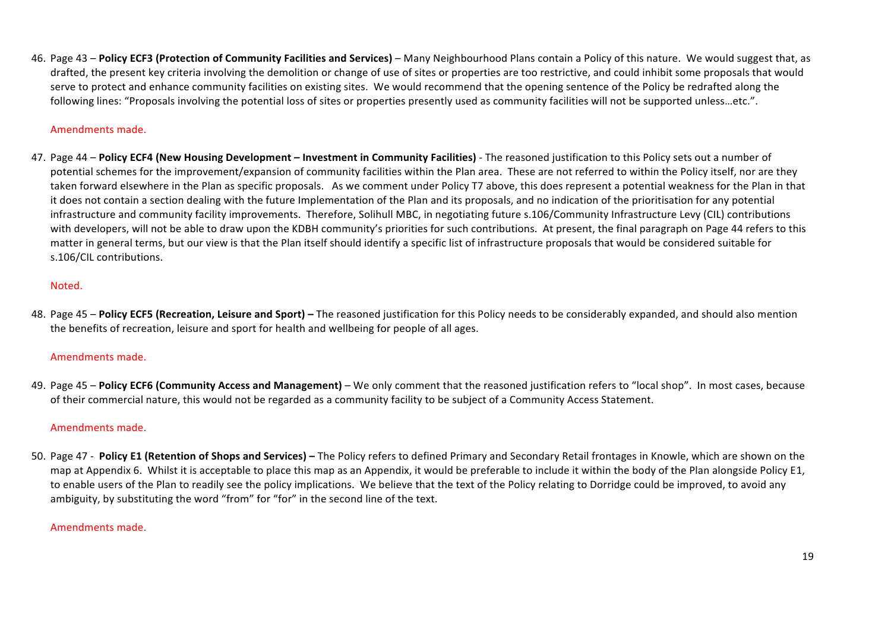46. Page 43 – **Policy ECF3 (Protection of Community Facilities and Services)** – Many Neighbourhood Plans contain a Policy of this nature. We would suggest that, as drafted, the present key criteria involving the demolition or change of use of sites or properties are too restrictive, and could inhibit some proposals that would serve to protect and enhance community facilities on existing sites. We would recommend that the opening sentence of the Policy be redrafted along the following lines: "Proposals involving the potential loss of sites or properties presently used as community facilities will not be supported unless…etc.".

    Amendments made.

47. Page 44 – **Policy ECF4 (New Housing Development – Investment in Community Facilities)** - The reasoned justification to this Policy sets out a number of potential schemes for the improvement/expansion of community facilities within the Plan area. These are not referred to within the Policy itself, nor are they taken forward elsewhere in the Plan as specific proposals. As we comment under Policy T7 above, this does represent a potential weakness for the Plan in that it does not contain a section dealing with the future Implementation of the Plan and its proposals, and no indication of the prioritisation for any potential infrastructure and community facility improvements. Therefore, Solihull MBC, in negotiating future s.106/Community Infrastructure Levy (CIL) contributions with developers, will not be able to draw upon the KDBH community's priorities for such contributions. At present, the final paragraph on Page 44 refers to this matter in general terms, but our view is that the Plan itself should identify a specific list of infrastructure proposals that would be considered suitable for s.106/CIL contributions.

    Noted.

48. Page 45 – **Policy ECF5 (Recreation, Leisure and Sport) –** The reasoned justification for this Policy needs to be considerably expanded, and should also mention the benefits of recreation, leisure and sport for health and wellbeing for people of all ages.

    Amendments made.

49. Page 45 – **Policy ECF6 (Community Access and Management)** – We only comment that the reasoned justification refers to "local shop". In most cases, because of their commercial nature, this would not be regarded as a community facility to be subject of a Community Access Statement.

    Amendments made.

50. Page 47 - **Policy E1 (Retention of Shops and Services) –** The Policy refers to defined Primary and Secondary Retail frontages in Knowle, which are shown on the map at Appendix 6. Whilst it is acceptable to place this map as an Appendix, it would be preferable to include it within the body of the Plan alongside Policy E1, to enable users of the Plan to readily see the policy implications. We believe that the text of the Policy relating to Dorridge could be improved, to avoid any ambiguity, by substituting the word "from" for "for" in the second line of the text.

    Amendments made.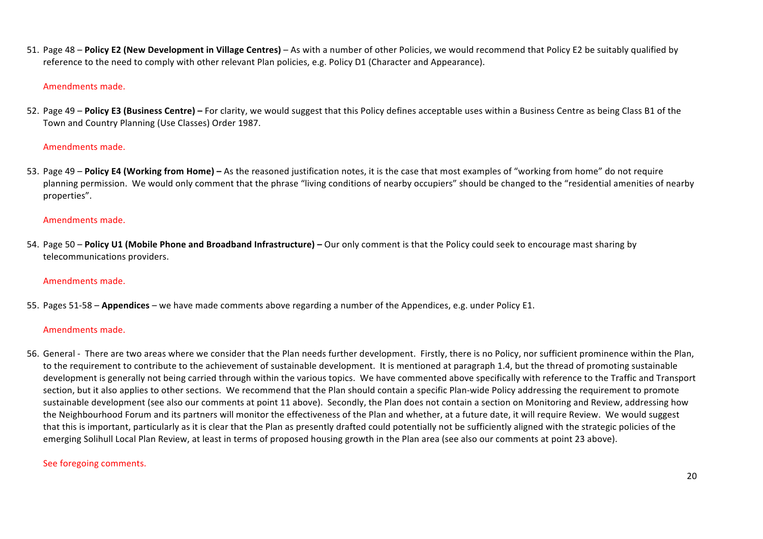51. Page 48 – **Policy E2 (New Development in Village Centres)** – As with a number of other Policies, we would recommend that Policy E2 be suitably qualified by reference to the need to comply with other relevant Plan policies, e.g. Policy D1 (Character and Appearance).

    Amendments made.

52. Page 49 – **Policy E3 (Business Centre) –** For clarity, we would suggest that this Policy defines acceptable uses within a Business Centre as being Class B1 of the Town and Country Planning (Use Classes) Order 1987.

    Amendments made.

53. Page 49 – **Policy E4 (Working from Home) –** As the reasoned justification notes, it is the case that most examples of "working from home" do not require planning permission. We would only comment that the phrase "living conditions of nearby occupiers" should be changed to the "residential amenities of nearby properties".

    Amendments made.

54. Page 50 – **Policy U1 (Mobile Phone and Broadband Infrastructure) –** Our only comment is that the Policy could seek to encourage mast sharing by telecommunications providers.

    Amendments made.

55. Pages 51-58 – **Appendices** – we have made comments above regarding a number of the Appendices, e.g. under Policy E1.

    Amendments made.

56. General - There are two areas where we consider that the Plan needs further development. Firstly, there is no Policy, nor sufficient prominence within the Plan, to the requirement to contribute to the achievement of sustainable development. It is mentioned at paragraph 1.4, but the thread of promoting sustainable development is generally not being carried through within the various topics. We have commented above specifically with reference to the Traffic and Transport section, but it also applies to other sections. We recommend that the Plan should contain a specific Plan-wide Policy addressing the requirement to promote sustainable development (see also our comments at point 11 above). Secondly, the Plan does not contain a section on Monitoring and Review, addressing how the Neighbourhood Forum and its partners will monitor the effectiveness of the Plan and whether, at a future date, it will require Review. We would suggest that this is important, particularly as it is clear that the Plan as presently drafted could potentially not be sufficiently aligned with the strategic policies of the emerging Solihull Local Plan Review, at least in terms of proposed housing growth in the Plan area (see also our comments at point 23 above).

    See foregoing comments.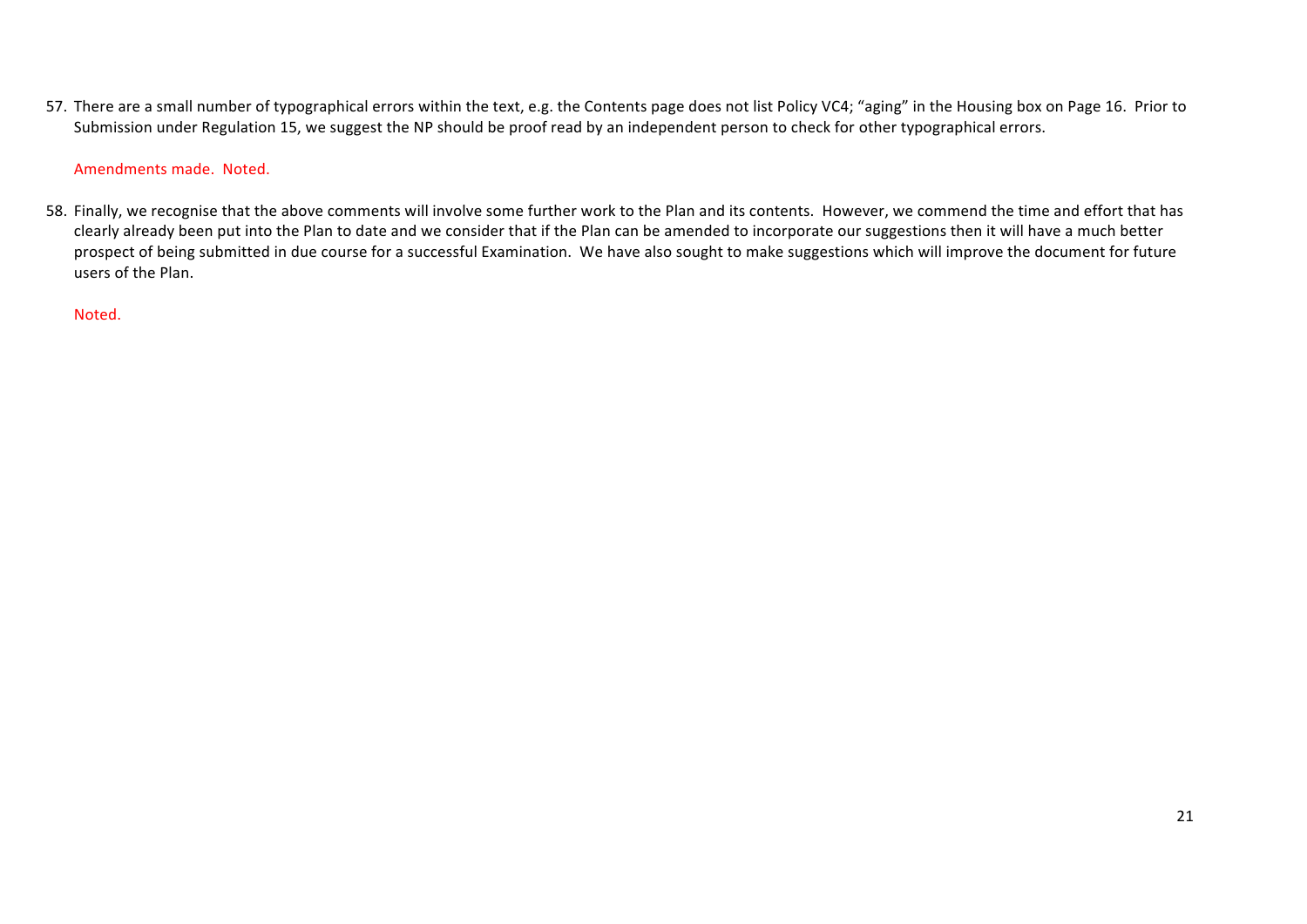57. There are a small number of typographical errors within the text, e.g. the Contents page does not list Policy VC4; "aging" in the Housing box on Page 16. Prior to Submission under Regulation 15, we suggest the NP should be proof read by an independent person to check for other typographical errors.

    Amendments made. Noted.

58. Finally, we recognise that the above comments will involve some further work to the Plan and its contents. However, we commend the time and effort that has clearly already been put into the Plan to date and we consider that if the Plan can be amended to incorporate our suggestions then it will have a much better prospect of being submitted in due course for a successful Examination. We have also sought to make suggestions which will improve the document for future users of the Plan.

    Noted.